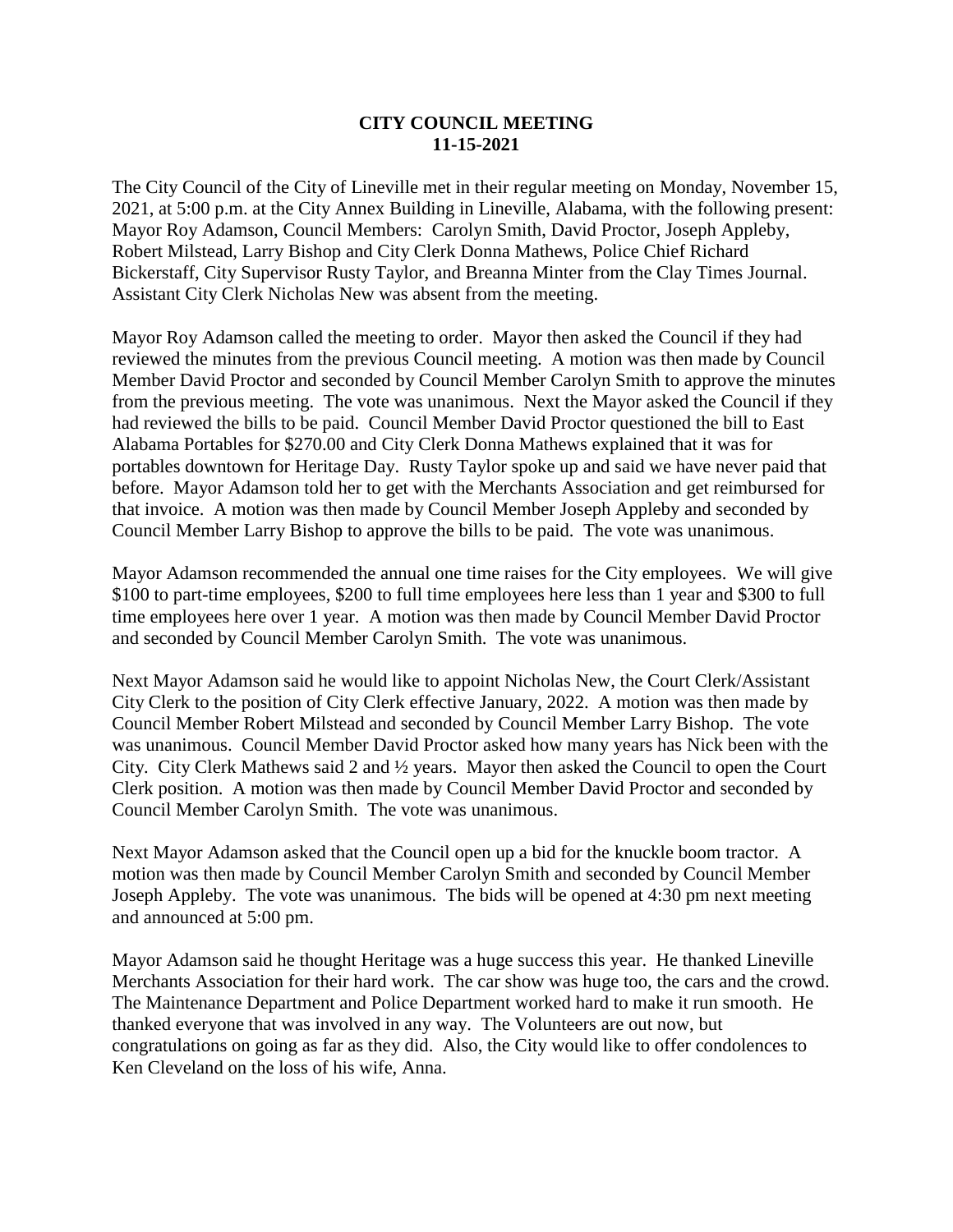# CITY COUNCIL MEETING
# 11-15-2021

The City Council of the City of Lineville met in their regular meeting on Monday, November 15, 2021, at 5:00 p.m. at the City Annex Building in Lineville, Alabama, with the following present: Mayor Roy Adamson, Council Members: Carolyn Smith, David Proctor, Joseph Appleby, Robert Milstead, Larry Bishop and City Clerk Donna Mathews, Police Chief Richard Bickerstaff, City Supervisor Rusty Taylor, and Breanna Minter from the Clay Times Journal. Assistant City Clerk Nicholas New was absent from the meeting.

Mayor Roy Adamson called the meeting to order. Mayor then asked the Council if they had reviewed the minutes from the previous Council meeting. A motion was then made by Council Member David Proctor and seconded by Council Member Carolyn Smith to approve the minutes from the previous meeting. The vote was unanimous. Next the Mayor asked the Council if they had reviewed the bills to be paid. Council Member David Proctor questioned the bill to East Alabama Portables for $270.00 and City Clerk Donna Mathews explained that it was for portables downtown for Heritage Day. Rusty Taylor spoke up and said we have never paid that before. Mayor Adamson told her to get with the Merchants Association and get reimbursed for that invoice. A motion was then made by Council Member Joseph Appleby and seconded by Council Member Larry Bishop to approve the bills to be paid. The vote was unanimous.

Mayor Adamson recommended the annual one time raises for the City employees. We will give $100 to part-time employees, $200 to full time employees here less than 1 year and $300 to full time employees here over 1 year. A motion was then made by Council Member David Proctor and seconded by Council Member Carolyn Smith. The vote was unanimous.

Next Mayor Adamson said he would like to appoint Nicholas New, the Court Clerk/Assistant City Clerk to the position of City Clerk effective January, 2022. A motion was then made by Council Member Robert Milstead and seconded by Council Member Larry Bishop. The vote was unanimous. Council Member David Proctor asked how many years has Nick been with the City. City Clerk Mathews said 2 and ½ years. Mayor then asked the Council to open the Court Clerk position. A motion was then made by Council Member David Proctor and seconded by Council Member Carolyn Smith. The vote was unanimous.

Next Mayor Adamson asked that the Council open up a bid for the knuckle boom tractor. A motion was then made by Council Member Carolyn Smith and seconded by Council Member Joseph Appleby. The vote was unanimous. The bids will be opened at 4:30 pm next meeting and announced at 5:00 pm.

Mayor Adamson said he thought Heritage was a huge success this year. He thanked Lineville Merchants Association for their hard work. The car show was huge too, the cars and the crowd. The Maintenance Department and Police Department worked hard to make it run smooth. He thanked everyone that was involved in any way. The Volunteers are out now, but congratulations on going as far as they did. Also, the City would like to offer condolences to Ken Cleveland on the loss of his wife, Anna.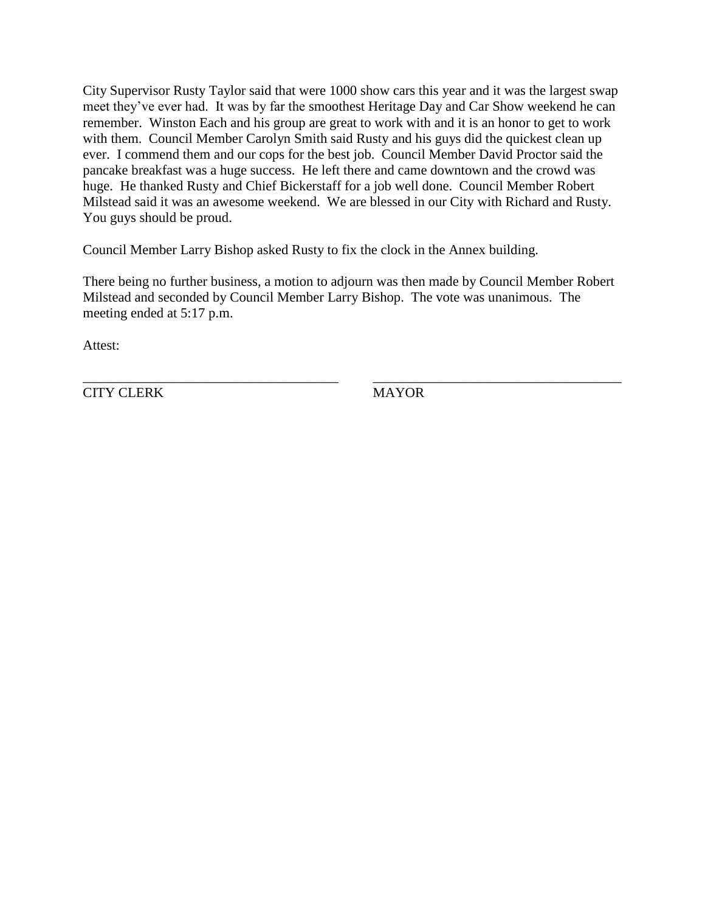City Supervisor Rusty Taylor said that were 1000 show cars this year and it was the largest swap meet they've ever had. It was by far the smoothest Heritage Day and Car Show weekend he can remember. Winston Each and his group are great to work with and it is an honor to get to work with them. Council Member Carolyn Smith said Rusty and his guys did the quickest clean up ever. I commend them and our cops for the best job. Council Member David Proctor said the pancake breakfast was a huge success. He left there and came downtown and the crowd was huge. He thanked Rusty and Chief Bickerstaff for a job well done. Council Member Robert Milstead said it was an awesome weekend. We are blessed in our City with Richard and Rusty. You guys should be proud.

Council Member Larry Bishop asked Rusty to fix the clock in the Annex building.

There being no further business, a motion to adjourn was then made by Council Member Robert Milstead and seconded by Council Member Larry Bishop. The vote was unanimous. The meeting ended at 5:17 p.m.

Attest:

_____________________________________ _____________________________________

CITY CLERK MAYOR